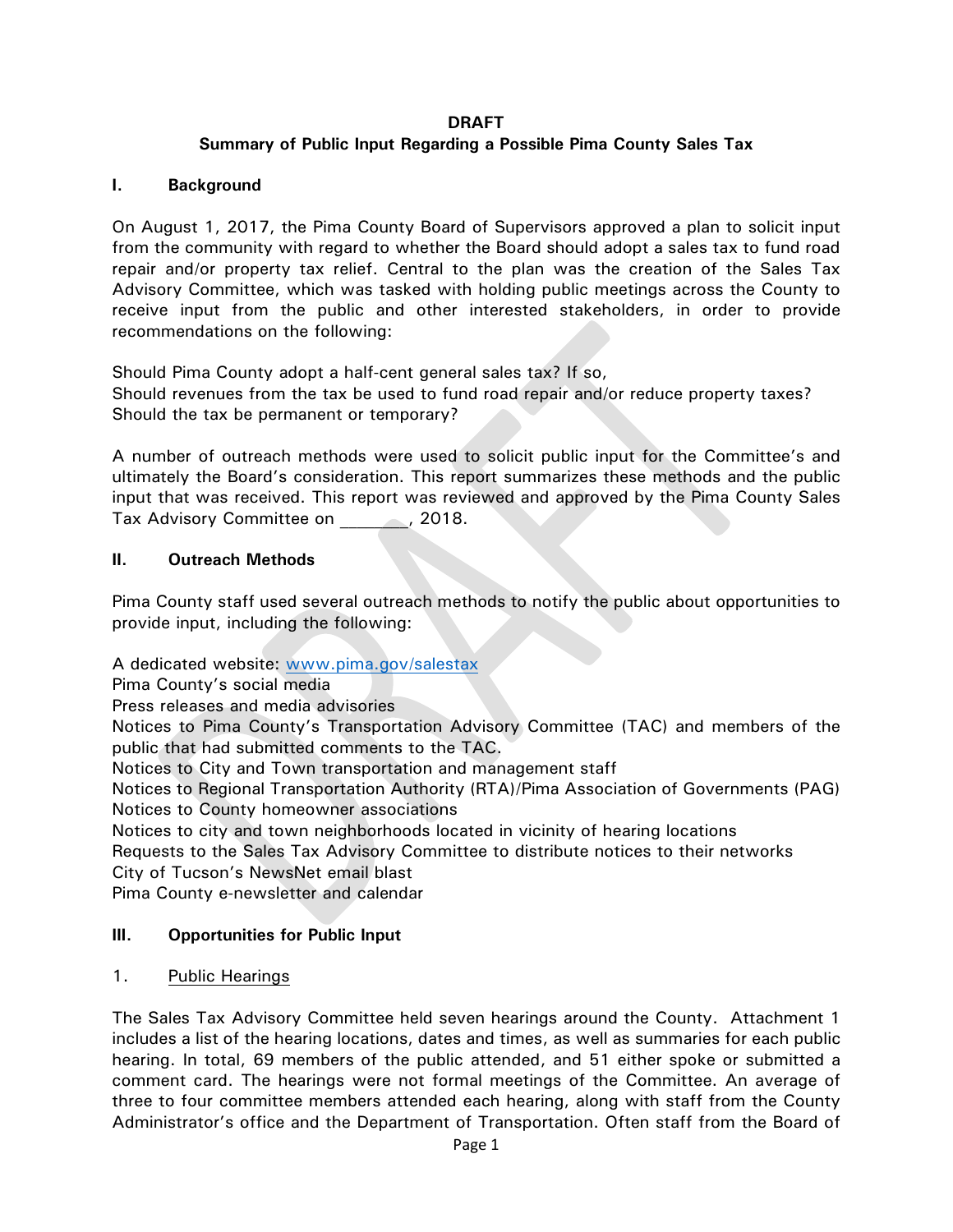**DRAFT**

# Summary of Public Input Regarding a Possible Pima County Sales Tax

## I. Background

On August 1, 2017, the Pima County Board of Supervisors approved a plan to solicit input from the community with regard to whether the Board should adopt a sales tax to fund road repair and/or property tax relief. Central to the plan was the creation of the Sales Tax Advisory Committee, which was tasked with holding public meetings across the County to receive input from the public and other interested stakeholders, in order to provide recommendations on the following:

Should Pima County adopt a half-cent general sales tax? If so,
Should revenues from the tax be used to fund road repair and/or reduce property taxes?
Should the tax be permanent or temporary?

A number of outreach methods were used to solicit public input for the Committee's and ultimately the Board's consideration. This report summarizes these methods and the public input that was received. This report was reviewed and approved by the Pima County Sales Tax Advisory Committee on ________, 2018.

## II. Outreach Methods

Pima County staff used several outreach methods to notify the public about opportunities to provide input, including the following:

A dedicated website: [www.pima.gov/salestax](http://www.pima.gov/salestax)
Pima County's social media
Press releases and media advisories
Notices to Pima County's Transportation Advisory Committee (TAC) and members of the public that had submitted comments to the TAC.
Notices to City and Town transportation and management staff
Notices to Regional Transportation Authority (RTA)/Pima Association of Governments (PAG)
Notices to County homeowner associations
Notices to city and town neighborhoods located in vicinity of hearing locations
Requests to the Sales Tax Advisory Committee to distribute notices to their networks
City of Tucson's NewsNet email blast
Pima County e-newsletter and calendar

## III. Opportunities for Public Input

### 1. Public Hearings

The Sales Tax Advisory Committee held seven hearings around the County. Attachment 1 includes a list of the hearing locations, dates and times, as well as summaries for each public hearing. In total, 69 members of the public attended, and 51 either spoke or submitted a comment card. The hearings were not formal meetings of the Committee. An average of three to four committee members attended each hearing, along with staff from the County Administrator's office and the Department of Transportation. Often staff from the Board of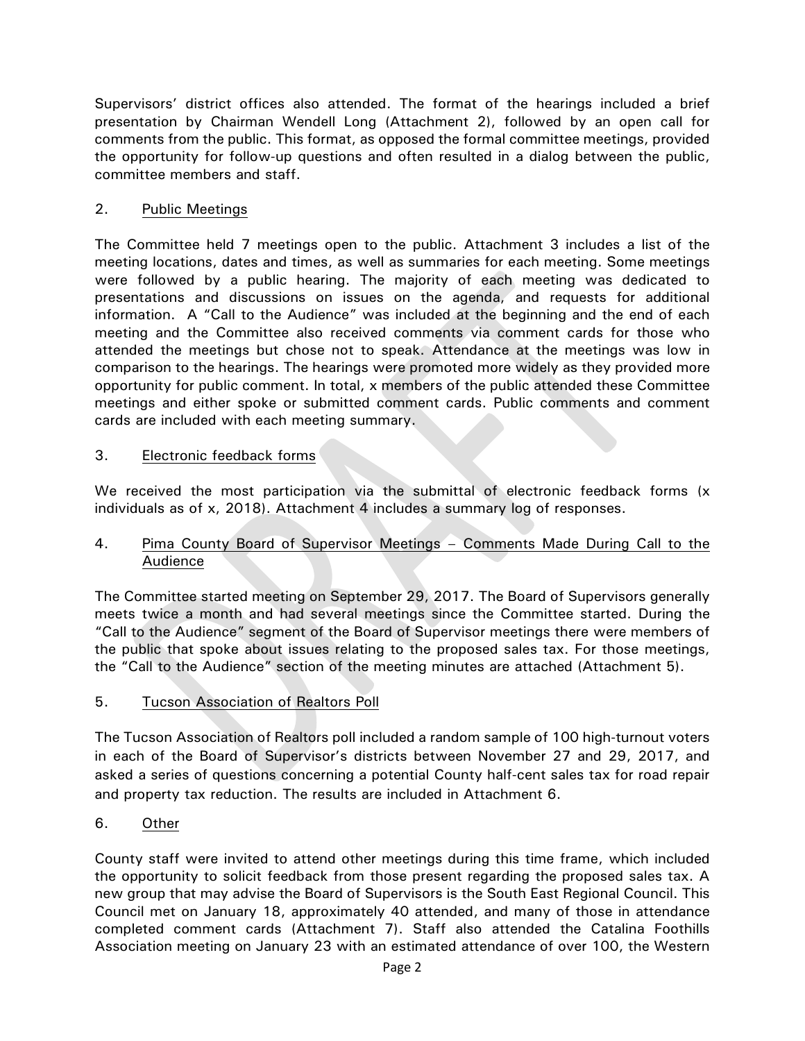Supervisors' district offices also attended. The format of the hearings included a brief presentation by Chairman Wendell Long (Attachment 2), followed by an open call for comments from the public. This format, as opposed the formal committee meetings, provided the opportunity for follow-up questions and often resulted in a dialog between the public, committee members and staff.

2. Public Meetings

The Committee held 7 meetings open to the public. Attachment 3 includes a list of the meeting locations, dates and times, as well as summaries for each meeting. Some meetings were followed by a public hearing. The majority of each meeting was dedicated to presentations and discussions on issues on the agenda, and requests for additional information. A "Call to the Audience" was included at the beginning and the end of each meeting and the Committee also received comments via comment cards for those who attended the meetings but chose not to speak. Attendance at the meetings was low in comparison to the hearings. The hearings were promoted more widely as they provided more opportunity for public comment. In total, x members of the public attended these Committee meetings and either spoke or submitted comment cards. Public comments and comment cards are included with each meeting summary.

3. Electronic feedback forms

We received the most participation via the submittal of electronic feedback forms (x individuals as of x, 2018). Attachment 4 includes a summary log of responses.

4. Pima County Board of Supervisor Meetings – Comments Made During Call to the Audience

The Committee started meeting on September 29, 2017. The Board of Supervisors generally meets twice a month and had several meetings since the Committee started. During the "Call to the Audience" segment of the Board of Supervisor meetings there were members of the public that spoke about issues relating to the proposed sales tax. For those meetings, the "Call to the Audience" section of the meeting minutes are attached (Attachment 5).

5. Tucson Association of Realtors Poll

The Tucson Association of Realtors poll included a random sample of 100 high-turnout voters in each of the Board of Supervisor's districts between November 27 and 29, 2017, and asked a series of questions concerning a potential County half-cent sales tax for road repair and property tax reduction. The results are included in Attachment 6.

6. Other

County staff were invited to attend other meetings during this time frame, which included the opportunity to solicit feedback from those present regarding the proposed sales tax. A new group that may advise the Board of Supervisors is the South East Regional Council. This Council met on January 18, approximately 40 attended, and many of those in attendance completed comment cards (Attachment 7). Staff also attended the Catalina Foothills Association meeting on January 23 with an estimated attendance of over 100, the Western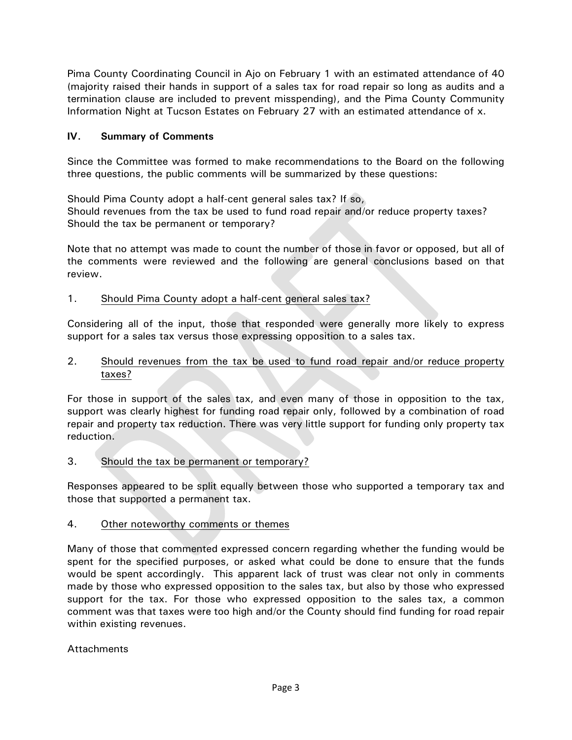Pima County Coordinating Council in Ajo on February 1 with an estimated attendance of 40 (majority raised their hands in support of a sales tax for road repair so long as audits and a termination clause are included to prevent misspending), and the Pima County Community Information Night at Tucson Estates on February 27 with an estimated attendance of x.

## IV. Summary of Comments

Since the Committee was formed to make recommendations to the Board on the following three questions, the public comments will be summarized by these questions:

Should Pima County adopt a half-cent general sales tax? If so,
Should revenues from the tax be used to fund road repair and/or reduce property taxes?
Should the tax be permanent or temporary?

Note that no attempt was made to count the number of those in favor or opposed, but all of the comments were reviewed and the following are general conclusions based on that review.

1. Should Pima County adopt a half-cent general sales tax?

Considering all of the input, those that responded were generally more likely to express support for a sales tax versus those expressing opposition to a sales tax.

2. Should revenues from the tax be used to fund road repair and/or reduce property taxes?

For those in support of the sales tax, and even many of those in opposition to the tax, support was clearly highest for funding road repair only, followed by a combination of road repair and property tax reduction. There was very little support for funding only property tax reduction.

3. Should the tax be permanent or temporary?

Responses appeared to be split equally between those who supported a temporary tax and those that supported a permanent tax.

4. Other noteworthy comments or themes

Many of those that commented expressed concern regarding whether the funding would be spent for the specified purposes, or asked what could be done to ensure that the funds would be spent accordingly. This apparent lack of trust was clear not only in comments made by those who expressed opposition to the sales tax, but also by those who expressed support for the tax. For those who expressed opposition to the sales tax, a common comment was that taxes were too high and/or the County should find funding for road repair within existing revenues.

Attachments